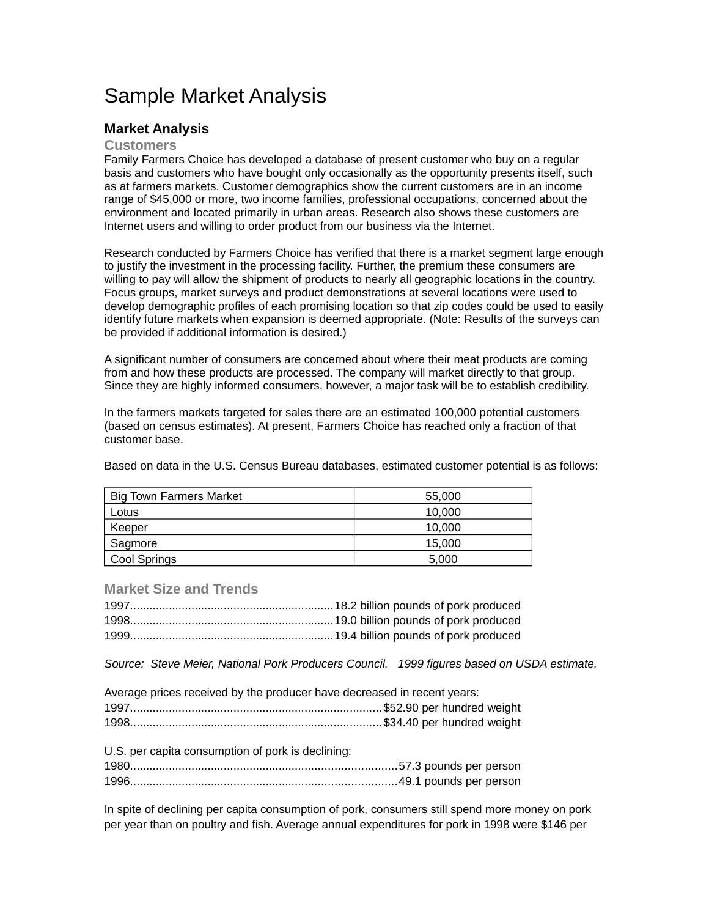# Sample Market Analysis

## Market Analysis

### Customers

Family Farmers Choice has developed a database of present customer who buy on a regular basis and customers who have bought only occasionally as the opportunity presents itself, such as at farmers markets. Customer demographics show the current customers are in an income range of $45,000 or more, two income families, professional occupations, concerned about the environment and located primarily in urban areas. Research also shows these customers are Internet users and willing to order product from our business via the Internet.

Research conducted by Farmers Choice has verified that there is a market segment large enough to justify the investment in the processing facility. Further, the premium these consumers are willing to pay will allow the shipment of products to nearly all geographic locations in the country. Focus groups, market surveys and product demonstrations at several locations were used to develop demographic profiles of each promising location so that zip codes could be used to easily identify future markets when expansion is deemed appropriate. (Note: Results of the surveys can be provided if additional information is desired.)

A significant number of consumers are concerned about where their meat products are coming from and how these products are processed. The company will market directly to that group. Since they are highly informed consumers, however, a major task will be to establish credibility.

In the farmers markets targeted for sales there are an estimated 100,000 potential customers (based on census estimates). At present, Farmers Choice has reached only a fraction of that customer base.

Based on data in the U.S. Census Bureau databases, estimated customer potential is as follows:

| | |
|---|---|
| Big Town Farmers Market | 55,000 |
| Lotus | 10,000 |
| Keeper | 10,000 |
| Sagmore | 15,000 |
| Cool Springs | 5,000 |

### Market Size and Trends

1997...............................................................18.2 billion pounds of pork produced
1998...............................................................19.0 billion pounds of pork produced
1999...............................................................19.4 billion pounds of pork produced

*Source: Steve Meier, National Pork Producers Council. 1999 figures based on USDA estimate.*

Average prices received by the producer have decreased in recent years:
1997.............................................................................$52.90 per hundred weight
1998.............................................................................$34.40 per hundred weight

U.S. per capita consumption of pork is declining:
1980..................................................................................57.3 pounds per person
1996..................................................................................49.1 pounds per person

In spite of declining per capita consumption of pork, consumers still spend more money on pork per year than on poultry and fish. Average annual expenditures for pork in 1998 were $146 per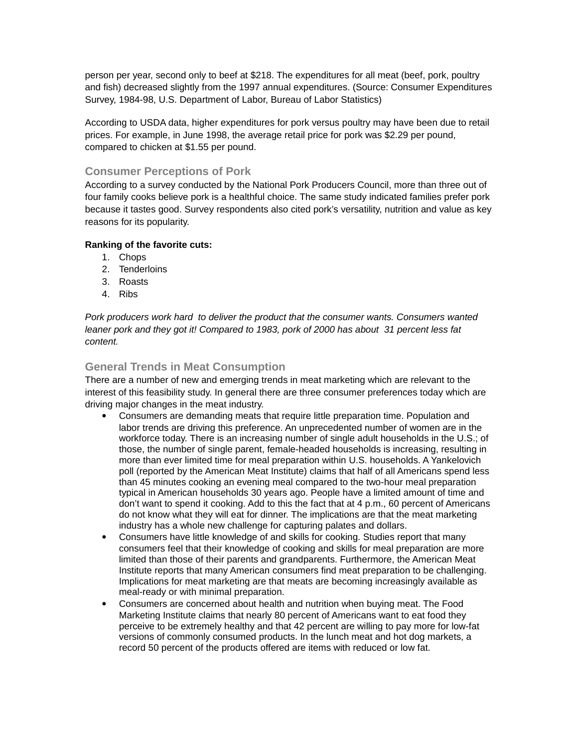person per year, second only to beef at $218. The expenditures for all meat (beef, pork, poultry and fish) decreased slightly from the 1997 annual expenditures. (Source: Consumer Expenditures Survey, 1984-98, U.S. Department of Labor, Bureau of Labor Statistics)

According to USDA data, higher expenditures for pork versus poultry may have been due to retail prices. For example, in June 1998, the average retail price for pork was $2.29 per pound, compared to chicken at $1.55 per pound.

### Consumer Perceptions of Pork

According to a survey conducted by the National Pork Producers Council, more than three out of four family cooks believe pork is a healthful choice. The same study indicated families prefer pork because it tastes good. Survey respondents also cited pork's versatility, nutrition and value as key reasons for its popularity.

**Ranking of the favorite cuts:**

1. Chops
2. Tenderloins
3. Roasts
4. Ribs

*Pork producers work hard to deliver the product that the consumer wants. Consumers wanted leaner pork and they got it! Compared to 1983, pork of 2000 has about 31 percent less fat content.*

### General Trends in Meat Consumption

There are a number of new and emerging trends in meat marketing which are relevant to the interest of this feasibility study. In general there are three consumer preferences today which are driving major changes in the meat industry.

- Consumers are demanding meats that require little preparation time. Population and labor trends are driving this preference. An unprecedented number of women are in the workforce today. There is an increasing number of single adult households in the U.S.; of those, the number of single parent, female-headed households is increasing, resulting in more than ever limited time for meal preparation within U.S. households. A Yankelovich poll (reported by the American Meat Institute) claims that half of all Americans spend less than 45 minutes cooking an evening meal compared to the two-hour meal preparation typical in American households 30 years ago. People have a limited amount of time and don't want to spend it cooking. Add to this the fact that at 4 p.m., 60 percent of Americans do not know what they will eat for dinner. The implications are that the meat marketing industry has a whole new challenge for capturing palates and dollars.
- Consumers have little knowledge of and skills for cooking. Studies report that many consumers feel that their knowledge of cooking and skills for meal preparation are more limited than those of their parents and grandparents. Furthermore, the American Meat Institute reports that many American consumers find meat preparation to be challenging. Implications for meat marketing are that meats are becoming increasingly available as meal-ready or with minimal preparation.
- Consumers are concerned about health and nutrition when buying meat. The Food Marketing Institute claims that nearly 80 percent of Americans want to eat food they perceive to be extremely healthy and that 42 percent are willing to pay more for low-fat versions of commonly consumed products. In the lunch meat and hot dog markets, a record 50 percent of the products offered are items with reduced or low fat.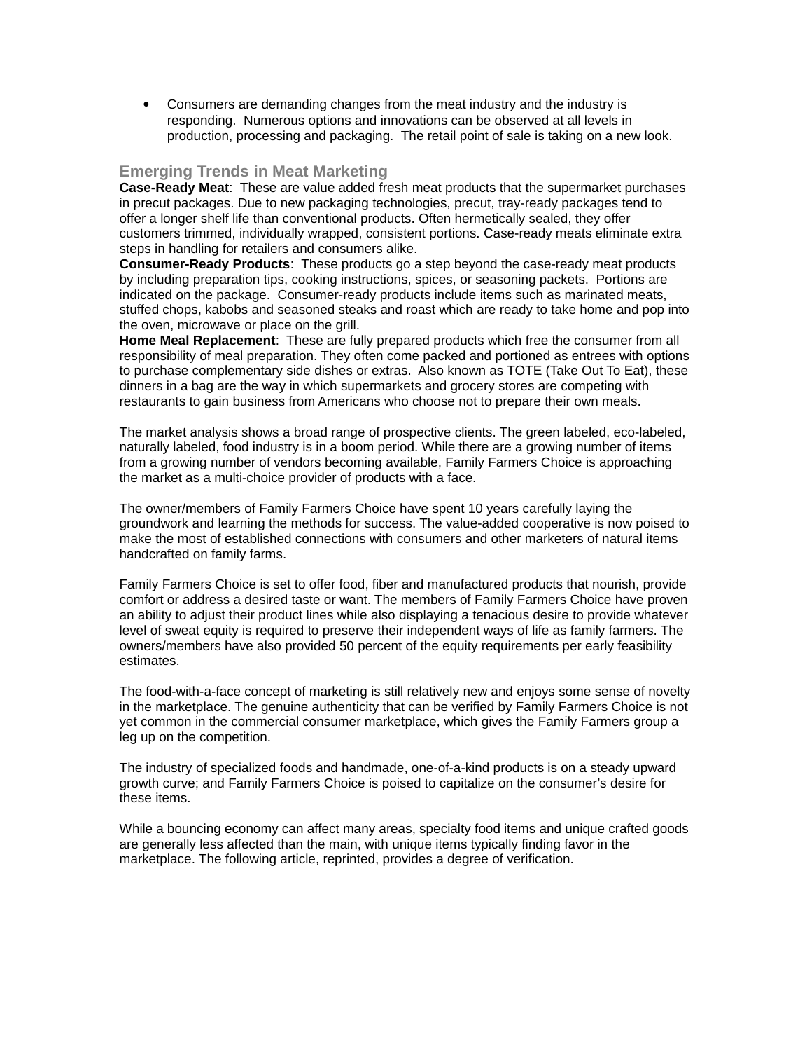- Consumers are demanding changes from the meat industry and the industry is responding. Numerous options and innovations can be observed at all levels in production, processing and packaging. The retail point of sale is taking on a new look.

## Emerging Trends in Meat Marketing

**Case-Ready Meat**: These are value added fresh meat products that the supermarket purchases in precut packages. Due to new packaging technologies, precut, tray-ready packages tend to offer a longer shelf life than conventional products. Often hermetically sealed, they offer customers trimmed, individually wrapped, consistent portions. Case-ready meats eliminate extra steps in handling for retailers and consumers alike.

**Consumer-Ready Products**: These products go a step beyond the case-ready meat products by including preparation tips, cooking instructions, spices, or seasoning packets. Portions are indicated on the package. Consumer-ready products include items such as marinated meats, stuffed chops, kabobs and seasoned steaks and roast which are ready to take home and pop into the oven, microwave or place on the grill.

**Home Meal Replacement**: These are fully prepared products which free the consumer from all responsibility of meal preparation. They often come packed and portioned as entrees with options to purchase complementary side dishes or extras. Also known as TOTE (Take Out To Eat), these dinners in a bag are the way in which supermarkets and grocery stores are competing with restaurants to gain business from Americans who choose not to prepare their own meals.

The market analysis shows a broad range of prospective clients. The green labeled, eco-labeled, naturally labeled, food industry is in a boom period. While there are a growing number of items from a growing number of vendors becoming available, Family Farmers Choice is approaching the market as a multi-choice provider of products with a face.

The owner/members of Family Farmers Choice have spent 10 years carefully laying the groundwork and learning the methods for success. The value-added cooperative is now poised to make the most of established connections with consumers and other marketers of natural items handcrafted on family farms.

Family Farmers Choice is set to offer food, fiber and manufactured products that nourish, provide comfort or address a desired taste or want. The members of Family Farmers Choice have proven an ability to adjust their product lines while also displaying a tenacious desire to provide whatever level of sweat equity is required to preserve their independent ways of life as family farmers. The owners/members have also provided 50 percent of the equity requirements per early feasibility estimates.

The food-with-a-face concept of marketing is still relatively new and enjoys some sense of novelty in the marketplace. The genuine authenticity that can be verified by Family Farmers Choice is not yet common in the commercial consumer marketplace, which gives the Family Farmers group a leg up on the competition.

The industry of specialized foods and handmade, one-of-a-kind products is on a steady upward growth curve; and Family Farmers Choice is poised to capitalize on the consumer's desire for these items.

While a bouncing economy can affect many areas, specialty food items and unique crafted goods are generally less affected than the main, with unique items typically finding favor in the marketplace. The following article, reprinted, provides a degree of verification.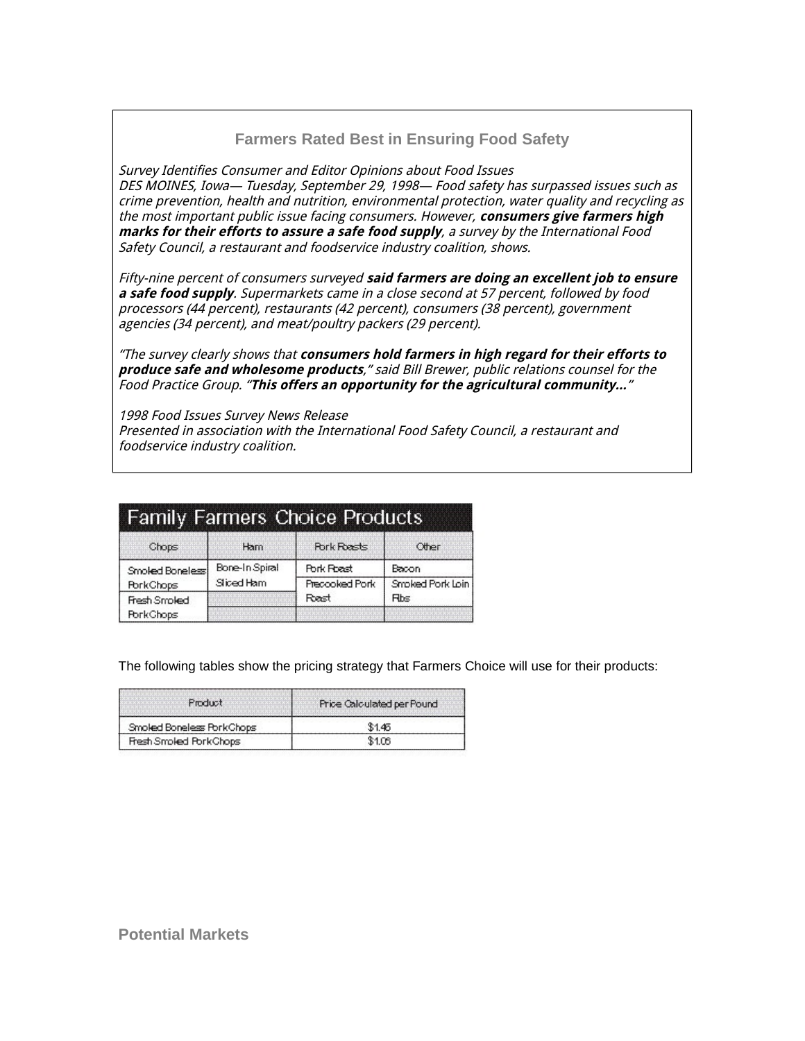### Farmers Rated Best in Ensuring Food Safety

*Survey Identifies Consumer and Editor Opinions about Food Issues*
*DES MOINES, Iowa— Tuesday, September 29, 1998— Food safety has surpassed issues such as crime prevention, health and nutrition, environmental protection, water quality and recycling as the most important public issue facing consumers. However,* ***consumers give farmers high marks for their efforts to assure a safe food supply****, a survey by the International Food Safety Council, a restaurant and foodservice industry coalition, shows.*

*Fifty-nine percent of consumers surveyed* ***said farmers are doing an excellent job to ensure a safe food supply****. Supermarkets came in a close second at 57 percent, followed by food processors (44 percent), restaurants (42 percent), consumers (38 percent), government agencies (34 percent), and meat/poultry packers (29 percent).*

*"The survey clearly shows that* ***consumers hold farmers in high regard for their efforts to produce safe and wholesome products****," said Bill Brewer, public relations counsel for the Food Practice Group. "****This offers an opportunity for the agricultural community...****"*

*1998 Food Issues Survey News Release*
*Presented in association with the International Food Safety Council, a restaurant and foodservice industry coalition.*

**Family Farmers Choice Products**

| Chops | Ham | Pork Roasts | Other |
|---|---|---|---|
| Smoked Boneless Pork Chops | Bone-In Spiral Sliced Ham | Pork Roast | Bacon |
| Fresh Smoked Pork Chops | | Precooked Pork Roast | Smoked Pork Loin Ribs |

The following tables show the pricing strategy that Farmers Choice will use for their products:

| Product | Price Calculated per Pound |
|---|---|
| Smoked Boneless Pork Chops | $1.46 |
| Fresh Smoked Pork Chops | $1.06 |

### Potential Markets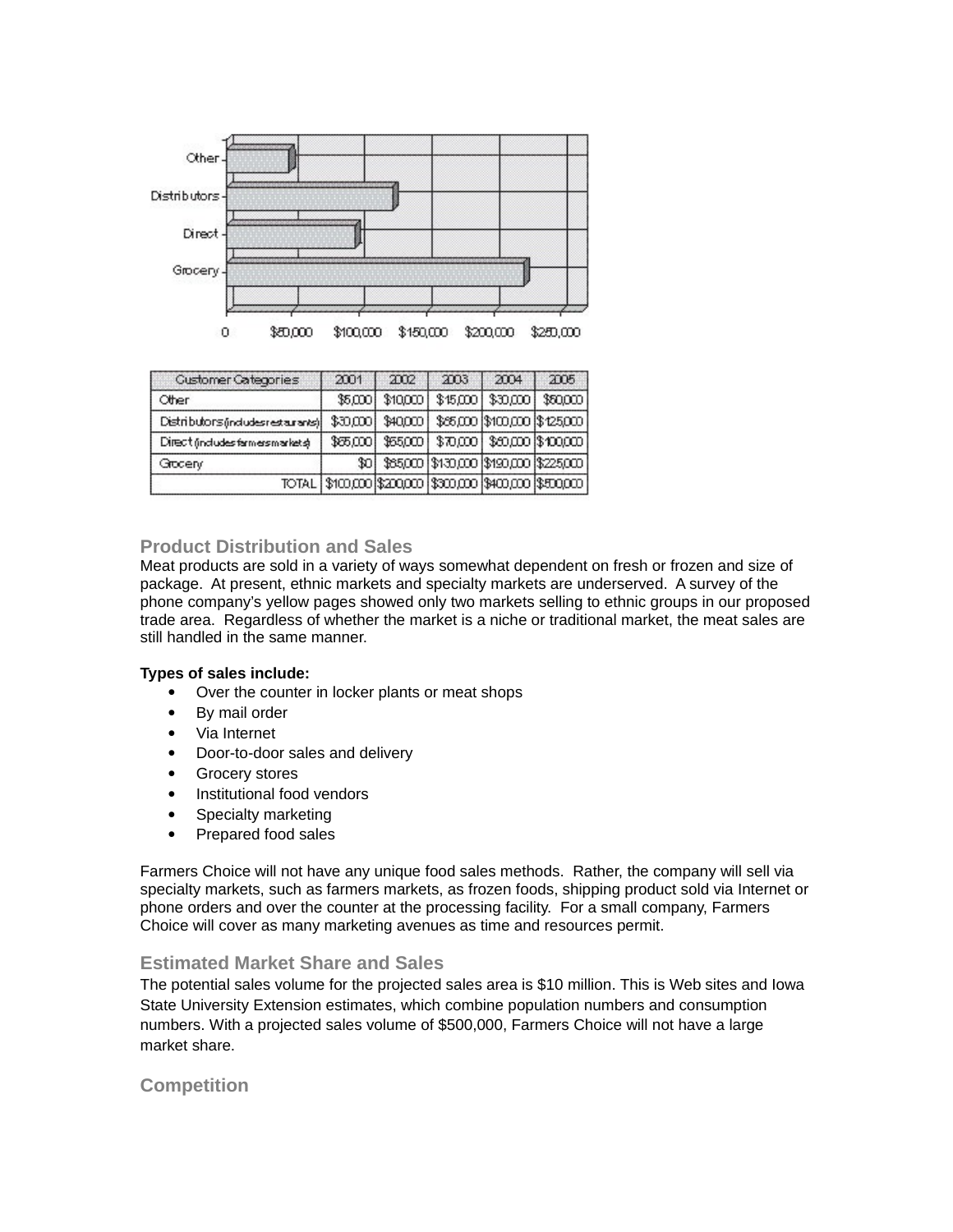| Customer Categories | 2001 | 2002 | 2003 | 2004 | 2005 |
|---|---|---|---|---|---|
| Other | $5,000 | $10,000 | $15,000 | $30,000 | $50,000 |
| Distributors (includes restaurants) | $30,000 | $40,000 | $85,000 | $100,000 | $125,000 |
| Direct (includes farmers markets) | $65,000 | $65,000 | $70,000 | $80,000 | $100,000 |
| Grocery | $0 | $85,000 | $130,000 | $190,000 | $225,000 |
| TOTAL | $100,000 | $200,000 | $300,000 | $400,000 | $500,000 |

## Product Distribution and Sales

Meat products are sold in a variety of ways somewhat dependent on fresh or frozen and size of package. At present, ethnic markets and specialty markets are underserved. A survey of the phone company's yellow pages showed only two markets selling to ethnic groups in our proposed trade area. Regardless of whether the market is a niche or traditional market, the meat sales are still handled in the same manner.

**Types of sales include:**

- Over the counter in locker plants or meat shops
- By mail order
- Via Internet
- Door-to-door sales and delivery
- Grocery stores
- Institutional food vendors
- Specialty marketing
- Prepared food sales

Farmers Choice will not have any unique food sales methods. Rather, the company will sell via specialty markets, such as farmers markets, as frozen foods, shipping product sold via Internet or phone orders and over the counter at the processing facility. For a small company, Farmers Choice will cover as many marketing avenues as time and resources permit.

## Estimated Market Share and Sales

The potential sales volume for the projected sales area is $10 million. This is Web sites and Iowa State University Extension estimates, which combine population numbers and consumption numbers. With a projected sales volume of $500,000, Farmers Choice will not have a large market share.

## Competition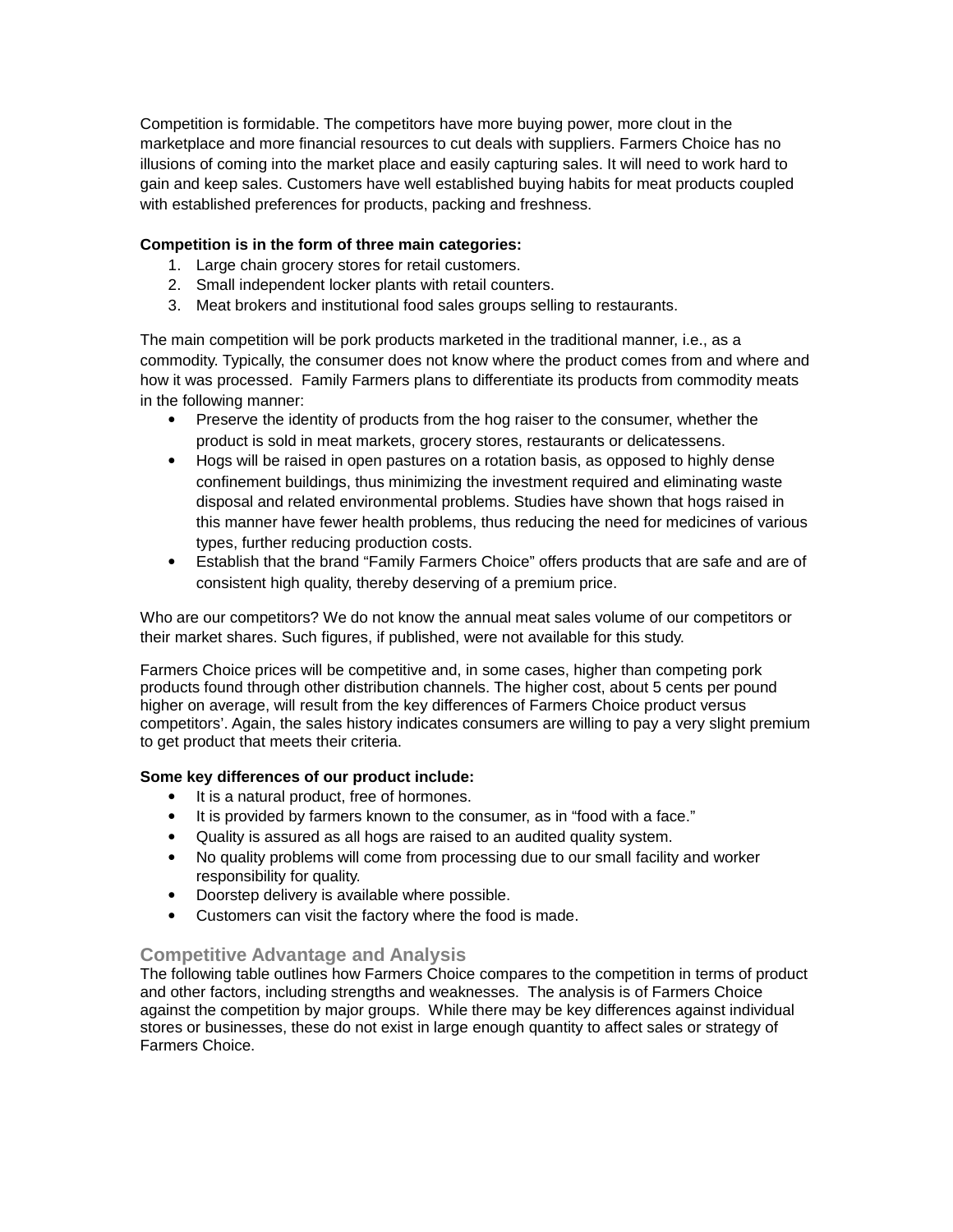Competition is formidable. The competitors have more buying power, more clout in the marketplace and more financial resources to cut deals with suppliers. Farmers Choice has no illusions of coming into the market place and easily capturing sales. It will need to work hard to gain and keep sales. Customers have well established buying habits for meat products coupled with established preferences for products, packing and freshness.

**Competition is in the form of three main categories:**

1. Large chain grocery stores for retail customers.
2. Small independent locker plants with retail counters.
3. Meat brokers and institutional food sales groups selling to restaurants.

The main competition will be pork products marketed in the traditional manner, i.e., as a commodity. Typically, the consumer does not know where the product comes from and where and how it was processed. Family Farmers plans to differentiate its products from commodity meats in the following manner:

- Preserve the identity of products from the hog raiser to the consumer, whether the product is sold in meat markets, grocery stores, restaurants or delicatessens.
- Hogs will be raised in open pastures on a rotation basis, as opposed to highly dense confinement buildings, thus minimizing the investment required and eliminating waste disposal and related environmental problems. Studies have shown that hogs raised in this manner have fewer health problems, thus reducing the need for medicines of various types, further reducing production costs.
- Establish that the brand "Family Farmers Choice" offers products that are safe and are of consistent high quality, thereby deserving of a premium price.

Who are our competitors? We do not know the annual meat sales volume of our competitors or their market shares. Such figures, if published, were not available for this study.

Farmers Choice prices will be competitive and, in some cases, higher than competing pork products found through other distribution channels. The higher cost, about 5 cents per pound higher on average, will result from the key differences of Farmers Choice product versus competitors'. Again, the sales history indicates consumers are willing to pay a very slight premium to get product that meets their criteria.

**Some key differences of our product include:**

- It is a natural product, free of hormones.
- It is provided by farmers known to the consumer, as in "food with a face."
- Quality is assured as all hogs are raised to an audited quality system.
- No quality problems will come from processing due to our small facility and worker responsibility for quality.
- Doorstep delivery is available where possible.
- Customers can visit the factory where the food is made.

## Competitive Advantage and Analysis

The following table outlines how Farmers Choice compares to the competition in terms of product and other factors, including strengths and weaknesses. The analysis is of Farmers Choice against the competition by major groups. While there may be key differences against individual stores or businesses, these do not exist in large enough quantity to affect sales or strategy of Farmers Choice.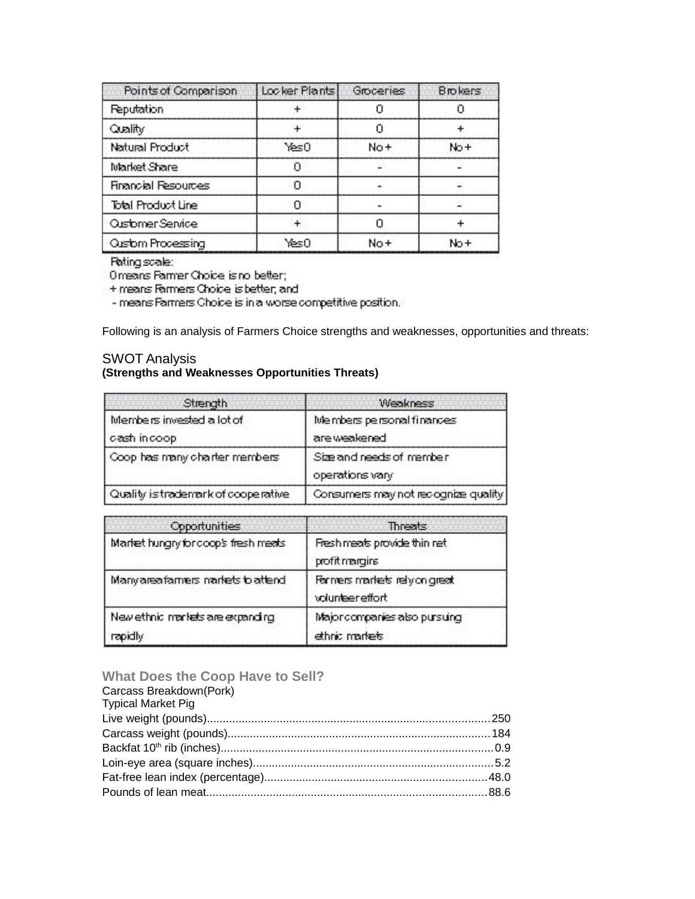| Points of Comparison | Locker Plants | Groceries | Brokers |
| --- | --- | --- | --- |
| Reputation | + | 0 | 0 |
| Quality | + | 0 | + |
| Natural Product | Yes 0 | No + | No + |
| Market Share | 0 | - | - |
| Financial Resources | 0 | - | - |
| Total Product Line | 0 | - | - |
| Customer Service | + | 0 | + |
| Custom Processing | Yes 0 | No + | No + |

Rating scale:
0 means Farmer Choice is no better;
+ means Farmers Choice is better, and
- means Farmers Choice is in a worse competitive position.

Following is an analysis of Farmers Choice strengths and weaknesses, opportunities and threats:

## SWOT Analysis

**(Strengths and Weaknesses Opportunities Threats)**

| Strength | Weakness |
| --- | --- |
| Members invested a lot of cash in coop | Members personal finances are weakened |
| Coop has many charter members | Size and needs of member operations vary |
| Quality is trademark of cooperative | Consumers may not recognize quality |

| Opportunities | Threats |
| --- | --- |
| Market hungry for coop's fresh meats | Fresh meats provide thin net profit margins |
| Many area farmers markets to attend | Farmers markets rely on great volunteer effort |
| New ethnic markets are expanding rapidly | Major companies also pursuing ethnic markets |

## What Does the Coop Have to Sell?

Carcass Breakdown(Pork)
Typical Market Pig

Live weight (pounds)........................................................................................250
Carcass weight (pounds)..................................................................................184
Backfat 10th rib (inches).....................................................................................0.9
Loin-eye area (square inches)...........................................................................5.2
Fat-free lean index (percentage).....................................................................48.0
Pounds of lean meat.......................................................................................88.6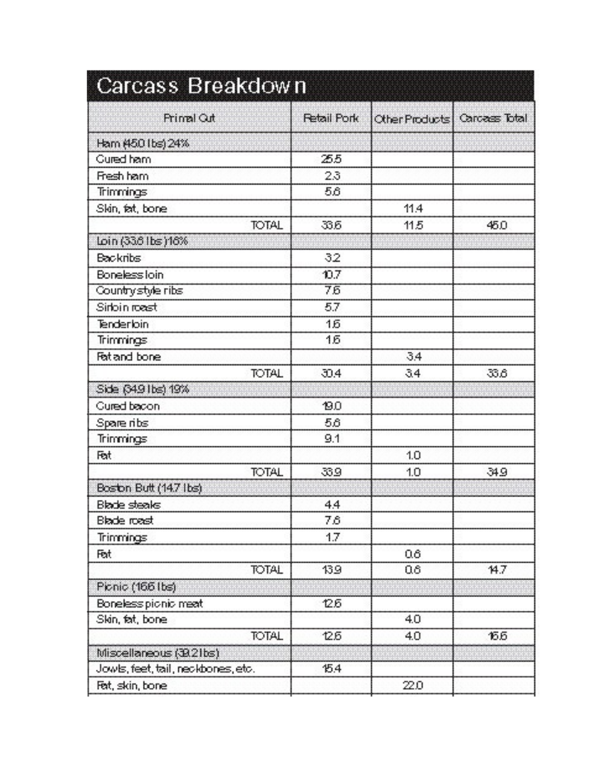# Carcass Breakdown

| Primal Cut | Retail Pork | Other Products | Carcass Total |
|---|---|---|---|
| Ham (45.0 lbs) 24% | | | |
| Cured ham | 25.5 | | |
| Fresh ham | 2.3 | | |
| Trimmings | 5.6 | | |
| Skin, fat, bone | | 11.4 | |
| TOTAL | 33.6 | 11.5 | 45.0 |
| Loin (33.8 lbs) 18% | | | |
| Backribs | 3.2 | | |
| Boneless loin | 10.7 | | |
| Country style ribs | 7.6 | | |
| Sirloin roast | 5.7 | | |
| Tenderloin | 1.6 | | |
| Trimmings | 1.6 | | |
| Fat and bone | | 3.4 | |
| TOTAL | 30.4 | 3.4 | 33.8 |
| Side (34.9 lbs) 19% | | | |
| Cured bacon | 19.0 | | |
| Spare ribs | 5.6 | | |
| Trimmings | 9.1 | | |
| Fat | | 1.0 | |
| TOTAL | 33.9 | 1.0 | 34.9 |
| Boston Butt (14.7 lbs) | | | |
| Blade steaks | 4.4 | | |
| Blade roast | 7.6 | | |
| Trimmings | 1.7 | | |
| Fat | | 0.6 | |
| TOTAL | 13.9 | 0.6 | 14.7 |
| Picnic (16.6 lbs) | | | |
| Boneless picnic meat | 12.6 | | |
| Skin, fat, bone | | 4.0 | |
| TOTAL | 12.6 | 4.0 | 16.6 |
| Miscellaneous (39.2 lbs) | | | |
| Jowls, feet, tail, neckbones, etc. | 15.4 | | |
| Fat, skin, bone | | 22.0 | |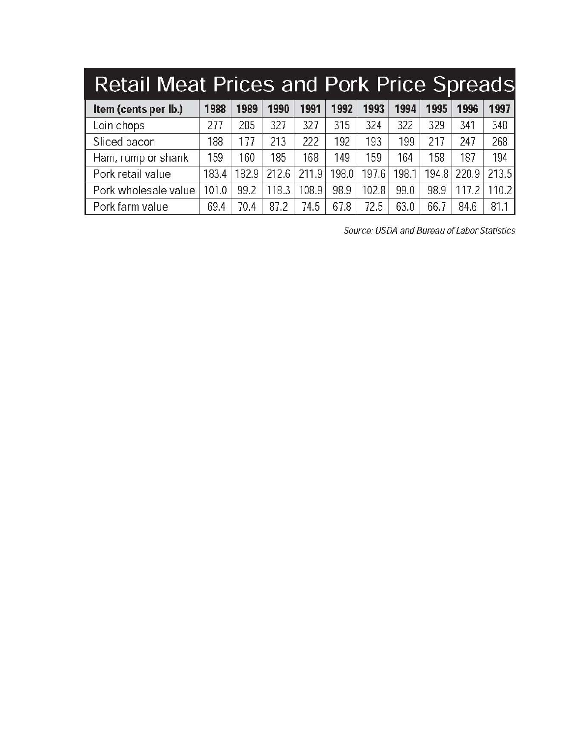## Retail Meat Prices and Pork Price Spreads

| Item (cents per lb.) | 1988 | 1989 | 1990 | 1991 | 1992 | 1993 | 1994 | 1995 | 1996 | 1997 |
|---|---|---|---|---|---|---|---|---|---|---|
| Loin chops | 277 | 285 | 327 | 327 | 315 | 324 | 322 | 329 | 341 | 348 |
| Sliced bacon | 188 | 177 | 213 | 222 | 192 | 193 | 199 | 217 | 247 | 268 |
| Ham, rump or shank | 159 | 160 | 185 | 168 | 149 | 159 | 164 | 158 | 187 | 194 |
| Pork retail value | 183.4 | 182.9 | 212.6 | 211.9 | 198.0 | 197.6 | 198.1 | 194.8 | 220.9 | 213.5 |
| Pork wholesale value | 101.0 | 99.2 | 118.3 | 108.9 | 98.9 | 102.8 | 99.0 | 98.9 | 117.2 | 110.2 |
| Pork farm value | 69.4 | 70.4 | 87.2 | 74.5 | 67.8 | 72.5 | 63.0 | 66.7 | 84.6 | 81.1 |

*Source: USDA and Bureau of Labor Statistics*